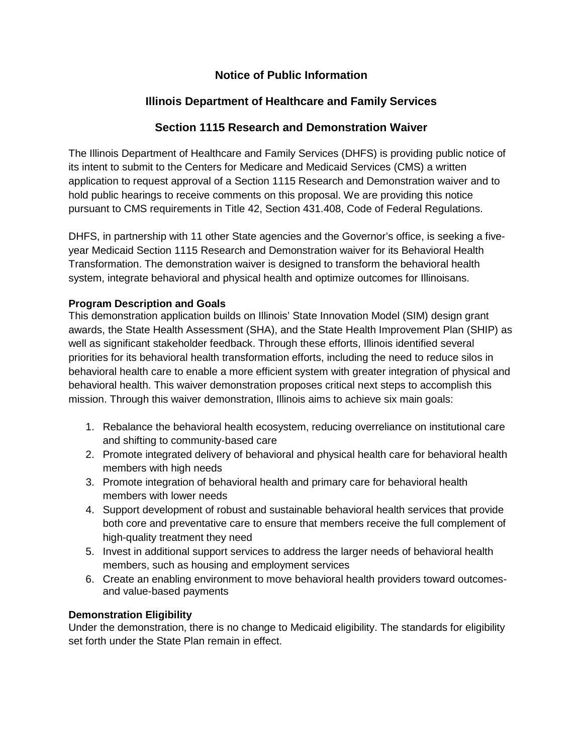# Notice of Public Information

## Illinois Department of Healthcare and Family Services

## Section 1115 Research and Demonstration Waiver

The Illinois Department of Healthcare and Family Services (DHFS) is providing public notice of its intent to submit to the Centers for Medicare and Medicaid Services (CMS) a written application to request approval of a Section 1115 Research and Demonstration waiver and to hold public hearings to receive comments on this proposal. We are providing this notice pursuant to CMS requirements in Title 42, Section 431.408, Code of Federal Regulations.

DHFS, in partnership with 11 other State agencies and the Governor's office, is seeking a five-year Medicaid Section 1115 Research and Demonstration waiver for its Behavioral Health Transformation. The demonstration waiver is designed to transform the behavioral health system, integrate behavioral and physical health and optimize outcomes for Illinoisans.

**Program Description and Goals**

This demonstration application builds on Illinois' State Innovation Model (SIM) design grant awards, the State Health Assessment (SHA), and the State Health Improvement Plan (SHIP) as well as significant stakeholder feedback. Through these efforts, Illinois identified several priorities for its behavioral health transformation efforts, including the need to reduce silos in behavioral health care to enable a more efficient system with greater integration of physical and behavioral health. This waiver demonstration proposes critical next steps to accomplish this mission. Through this waiver demonstration, Illinois aims to achieve six main goals:

1. Rebalance the behavioral health ecosystem, reducing overreliance on institutional care and shifting to community-based care
2. Promote integrated delivery of behavioral and physical health care for behavioral health members with high needs
3. Promote integration of behavioral health and primary care for behavioral health members with lower needs
4. Support development of robust and sustainable behavioral health services that provide both core and preventative care to ensure that members receive the full complement of high-quality treatment they need
5. Invest in additional support services to address the larger needs of behavioral health members, such as housing and employment services
6. Create an enabling environment to move behavioral health providers toward outcomes- and value-based payments

**Demonstration Eligibility**

Under the demonstration, there is no change to Medicaid eligibility. The standards for eligibility set forth under the State Plan remain in effect.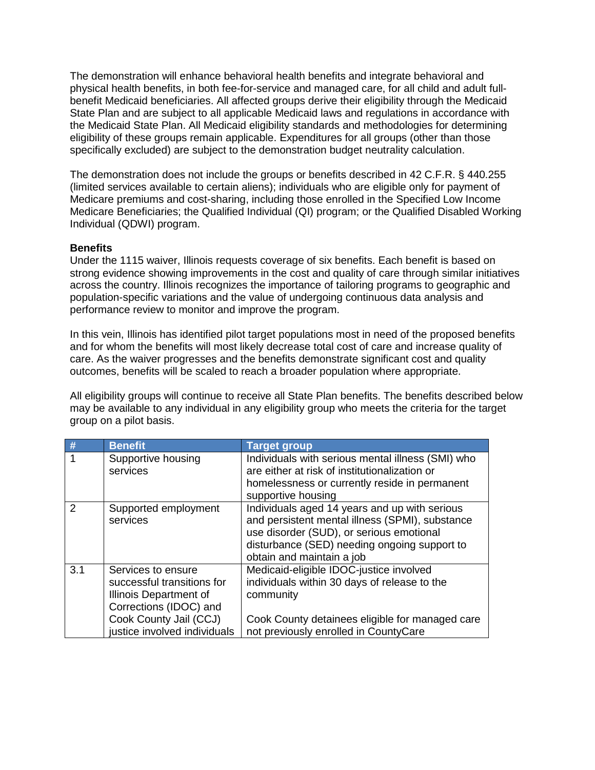The demonstration will enhance behavioral health benefits and integrate behavioral and physical health benefits, in both fee-for-service and managed care, for all child and adult full-benefit Medicaid beneficiaries. All affected groups derive their eligibility through the Medicaid State Plan and are subject to all applicable Medicaid laws and regulations in accordance with the Medicaid State Plan. All Medicaid eligibility standards and methodologies for determining eligibility of these groups remain applicable. Expenditures for all groups (other than those specifically excluded) are subject to the demonstration budget neutrality calculation.

The demonstration does not include the groups or benefits described in 42 C.F.R. § 440.255 (limited services available to certain aliens); individuals who are eligible only for payment of Medicare premiums and cost-sharing, including those enrolled in the Specified Low Income Medicare Beneficiaries; the Qualified Individual (QI) program; or the Qualified Disabled Working Individual (QDWI) program.

**Benefits**

Under the 1115 waiver, Illinois requests coverage of six benefits. Each benefit is based on strong evidence showing improvements in the cost and quality of care through similar initiatives across the country. Illinois recognizes the importance of tailoring programs to geographic and population-specific variations and the value of undergoing continuous data analysis and performance review to monitor and improve the program.

In this vein, Illinois has identified pilot target populations most in need of the proposed benefits and for whom the benefits will most likely decrease total cost of care and increase quality of care. As the waiver progresses and the benefits demonstrate significant cost and quality outcomes, benefits will be scaled to reach a broader population where appropriate.

All eligibility groups will continue to receive all State Plan benefits. The benefits described below may be available to any individual in any eligibility group who meets the criteria for the target group on a pilot basis.

| # | Benefit | Target group |
|---|---|---|
| 1 | Supportive housing services | Individuals with serious mental illness (SMI) who are either at risk of institutionalization or homelessness or currently reside in permanent supportive housing |
| 2 | Supported employment services | Individuals aged 14 years and up with serious and persistent mental illness (SPMI), substance use disorder (SUD), or serious emotional disturbance (SED) needing ongoing support to obtain and maintain a job |
| 3.1 | Services to ensure successful transitions for Illinois Department of Corrections (IDOC) and Cook County Jail (CCJ) justice involved individuals | Medicaid-eligible IDOC-justice involved individuals within 30 days of release to the community<br><br>Cook County detainees eligible for managed care not previously enrolled in CountyCare |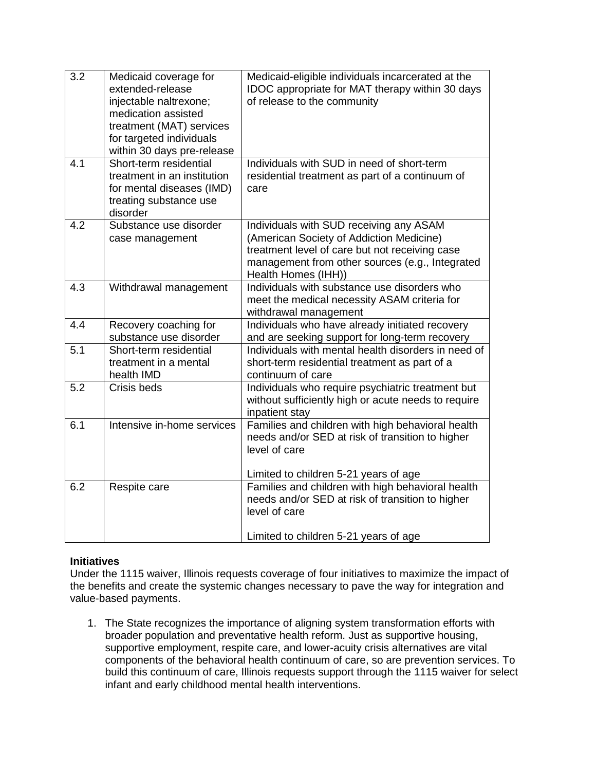| | | |
|---|---|---|
| 3.2 | Medicaid coverage for extended-release injectable naltrexone; medication assisted treatment (MAT) services for targeted individuals within 30 days pre-release | Medicaid-eligible individuals incarcerated at the IDOC appropriate for MAT therapy within 30 days of release to the community |
| 4.1 | Short-term residential treatment in an institution for mental diseases (IMD) treating substance use disorder | Individuals with SUD in need of short-term residential treatment as part of a continuum of care |
| 4.2 | Substance use disorder case management | Individuals with SUD receiving any ASAM (American Society of Addiction Medicine) treatment level of care but not receiving case management from other sources (e.g., Integrated Health Homes (IHH)) |
| 4.3 | Withdrawal management | Individuals with substance use disorders who meet the medical necessity ASAM criteria for withdrawal management |
| 4.4 | Recovery coaching for substance use disorder | Individuals who have already initiated recovery and are seeking support for long-term recovery |
| 5.1 | Short-term residential treatment in a mental health IMD | Individuals with mental health disorders in need of short-term residential treatment as part of a continuum of care |
| 5.2 | Crisis beds | Individuals who require psychiatric treatment but without sufficiently high or acute needs to require inpatient stay |
| 6.1 | Intensive in-home services | Families and children with high behavioral health needs and/or SED at risk of transition to higher level of care<br><br>Limited to children 5-21 years of age |
| 6.2 | Respite care | Families and children with high behavioral health needs and/or SED at risk of transition to higher level of care<br><br>Limited to children 5-21 years of age |

**Initiatives**

Under the 1115 waiver, Illinois requests coverage of four initiatives to maximize the impact of the benefits and create the systemic changes necessary to pave the way for integration and value-based payments.

1. The State recognizes the importance of aligning system transformation efforts with broader population and preventative health reform. Just as supportive housing, supportive employment, respite care, and lower-acuity crisis alternatives are vital components of the behavioral health continuum of care, so are prevention services. To build this continuum of care, Illinois requests support through the 1115 waiver for select infant and early childhood mental health interventions.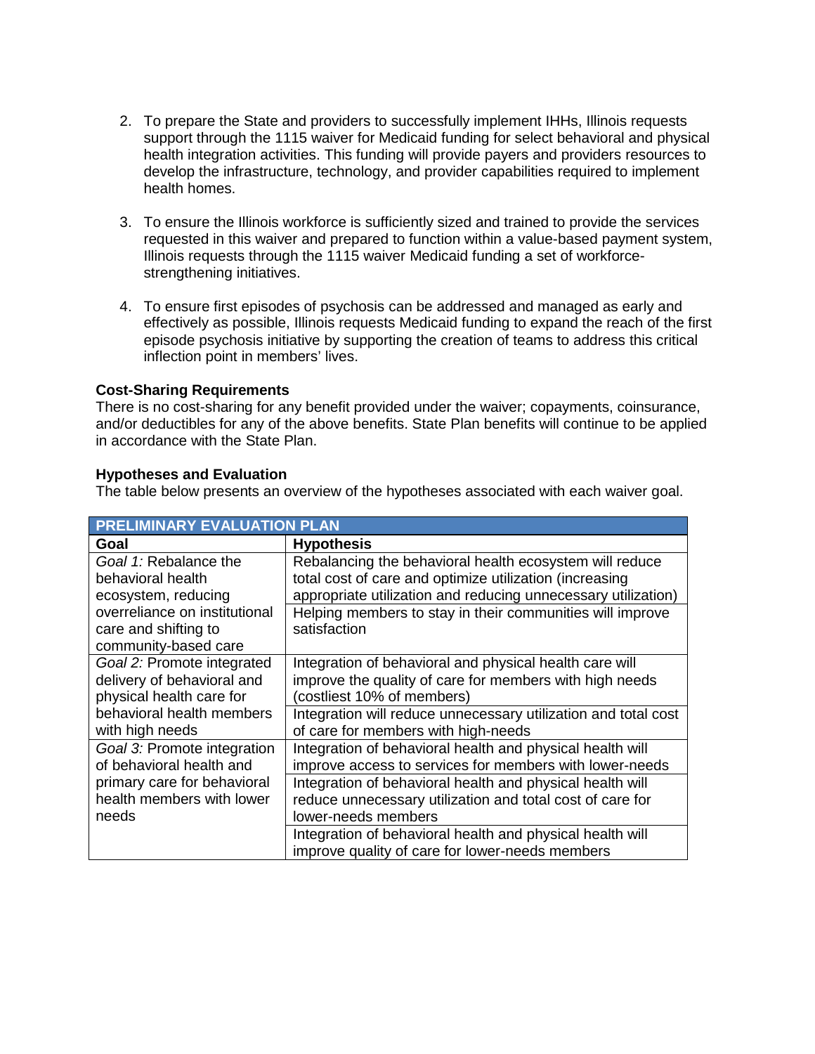2. To prepare the State and providers to successfully implement IHHs, Illinois requests support through the 1115 waiver for Medicaid funding for select behavioral and physical health integration activities. This funding will provide payers and providers resources to develop the infrastructure, technology, and provider capabilities required to implement health homes.

3. To ensure the Illinois workforce is sufficiently sized and trained to provide the services requested in this waiver and prepared to function within a value-based payment system, Illinois requests through the 1115 waiver Medicaid funding a set of workforce-strengthening initiatives.

4. To ensure first episodes of psychosis can be addressed and managed as early and effectively as possible, Illinois requests Medicaid funding to expand the reach of the first episode psychosis initiative by supporting the creation of teams to address this critical inflection point in members' lives.

**Cost-Sharing Requirements**

There is no cost-sharing for any benefit provided under the waiver; copayments, coinsurance, and/or deductibles for any of the above benefits. State Plan benefits will continue to be applied in accordance with the State Plan.

**Hypotheses and Evaluation**

The table below presents an overview of the hypotheses associated with each waiver goal.

| **PRELIMINARY EVALUATION PLAN** | |
|---|---|
| **Goal** | **Hypothesis** |
| *Goal 1:* Rebalance the behavioral health ecosystem, reducing overreliance on institutional care and shifting to community-based care | Rebalancing the behavioral health ecosystem will reduce total cost of care and optimize utilization (increasing appropriate utilization and reducing unnecessary utilization) |
| | Helping members to stay in their communities will improve satisfaction |
| *Goal 2:* Promote integrated delivery of behavioral and physical health care for behavioral health members with high needs | Integration of behavioral and physical health care will improve the quality of care for members with high needs (costliest 10% of members) |
| | Integration will reduce unnecessary utilization and total cost of care for members with high-needs |
| *Goal 3:* Promote integration of behavioral health and primary care for behavioral health members with lower needs | Integration of behavioral health and physical health will improve access to services for members with lower-needs |
| | Integration of behavioral health and physical health will reduce unnecessary utilization and total cost of care for lower-needs members |
| | Integration of behavioral health and physical health will improve quality of care for lower-needs members |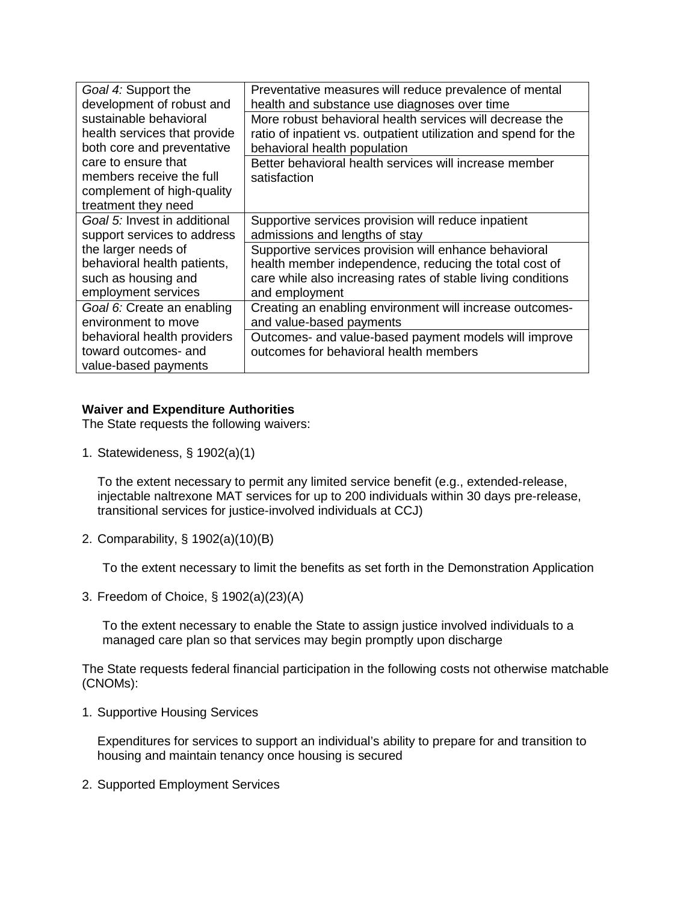| | |
|---|---|
| *Goal 4:* Support the development of robust and sustainable behavioral health services that provide both core and preventative care to ensure that members receive the full complement of high-quality treatment they need | Preventative measures will reduce prevalence of mental health and substance use diagnoses over time |
| | More robust behavioral health services will decrease the ratio of inpatient vs. outpatient utilization and spend for the behavioral health population |
| | Better behavioral health services will increase member satisfaction |
| *Goal 5:* Invest in additional support services to address the larger needs of behavioral health patients, such as housing and employment services | Supportive services provision will reduce inpatient admissions and lengths of stay |
| | Supportive services provision will enhance behavioral health member independence, reducing the total cost of care while also increasing rates of stable living conditions and employment |
| *Goal 6:* Create an enabling environment to move behavioral health providers toward outcomes- and value-based payments | Creating an enabling environment will increase outcomes- and value-based payments |
| | Outcomes- and value-based payment models will improve outcomes for behavioral health members |

**Waiver and Expenditure Authorities**

The State requests the following waivers:

1. Statewideness, § 1902(a)(1)

   To the extent necessary to permit any limited service benefit (e.g., extended-release, injectable naltrexone MAT services for up to 200 individuals within 30 days pre-release, transitional services for justice-involved individuals at CCJ)

2. Comparability, § 1902(a)(10)(B)

   To the extent necessary to limit the benefits as set forth in the Demonstration Application

3. Freedom of Choice, § 1902(a)(23)(A)

   To the extent necessary to enable the State to assign justice involved individuals to a managed care plan so that services may begin promptly upon discharge

The State requests federal financial participation in the following costs not otherwise matchable (CNOMs):

1. Supportive Housing Services

   Expenditures for services to support an individual's ability to prepare for and transition to housing and maintain tenancy once housing is secured

2. Supported Employment Services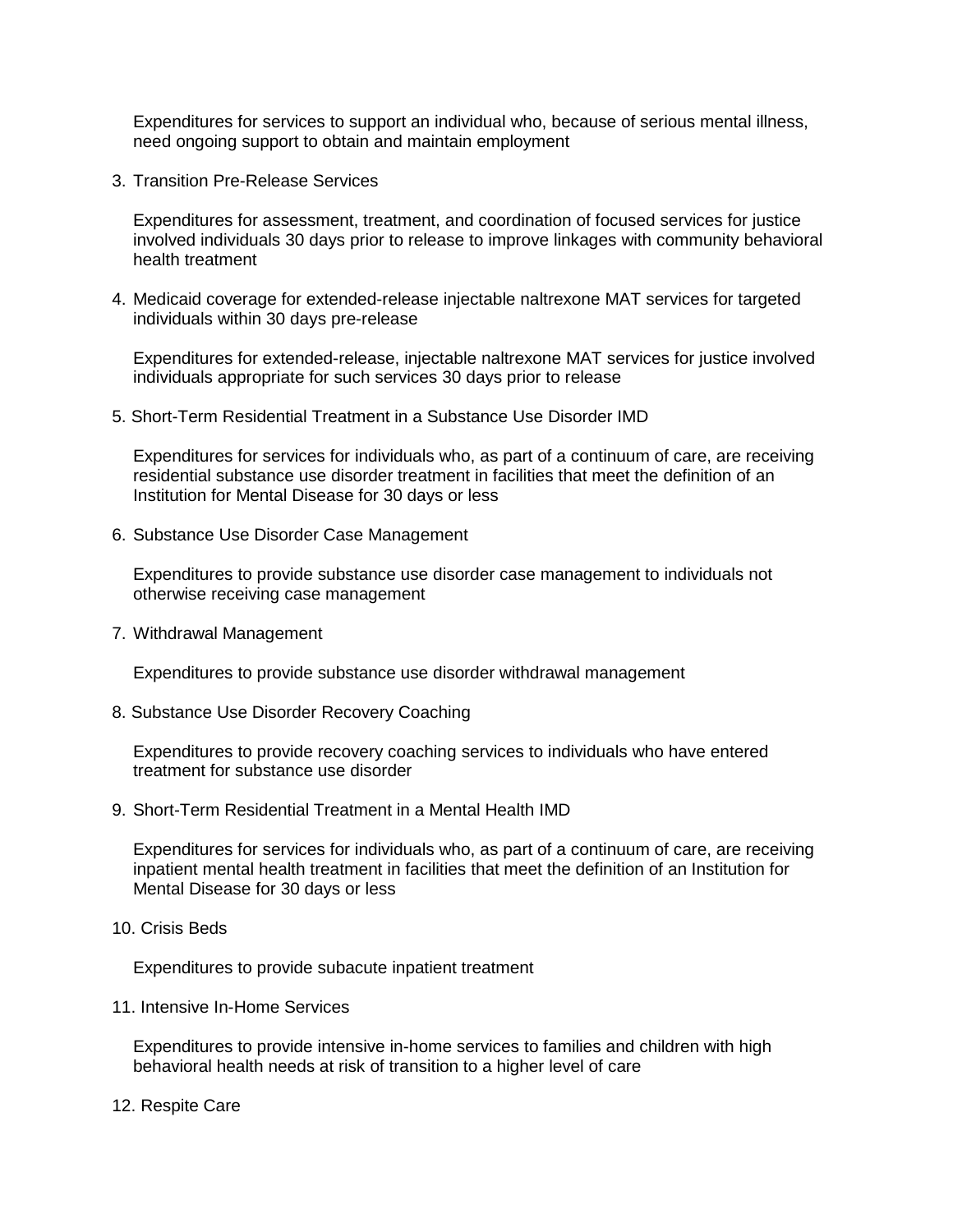Expenditures for services to support an individual who, because of serious mental illness, need ongoing support to obtain and maintain employment

3. Transition Pre-Release Services

   Expenditures for assessment, treatment, and coordination of focused services for justice involved individuals 30 days prior to release to improve linkages with community behavioral health treatment

4. Medicaid coverage for extended-release injectable naltrexone MAT services for targeted individuals within 30 days pre-release

   Expenditures for extended-release, injectable naltrexone MAT services for justice involved individuals appropriate for such services 30 days prior to release

5. Short-Term Residential Treatment in a Substance Use Disorder IMD

   Expenditures for services for individuals who, as part of a continuum of care, are receiving residential substance use disorder treatment in facilities that meet the definition of an Institution for Mental Disease for 30 days or less

6. Substance Use Disorder Case Management

   Expenditures to provide substance use disorder case management to individuals not otherwise receiving case management

7. Withdrawal Management

   Expenditures to provide substance use disorder withdrawal management

8. Substance Use Disorder Recovery Coaching

   Expenditures to provide recovery coaching services to individuals who have entered treatment for substance use disorder

9. Short-Term Residential Treatment in a Mental Health IMD

   Expenditures for services for individuals who, as part of a continuum of care, are receiving inpatient mental health treatment in facilities that meet the definition of an Institution for Mental Disease for 30 days or less

10. Crisis Beds

    Expenditures to provide subacute inpatient treatment

11. Intensive In-Home Services

    Expenditures to provide intensive in-home services to families and children with high behavioral health needs at risk of transition to a higher level of care

12. Respite Care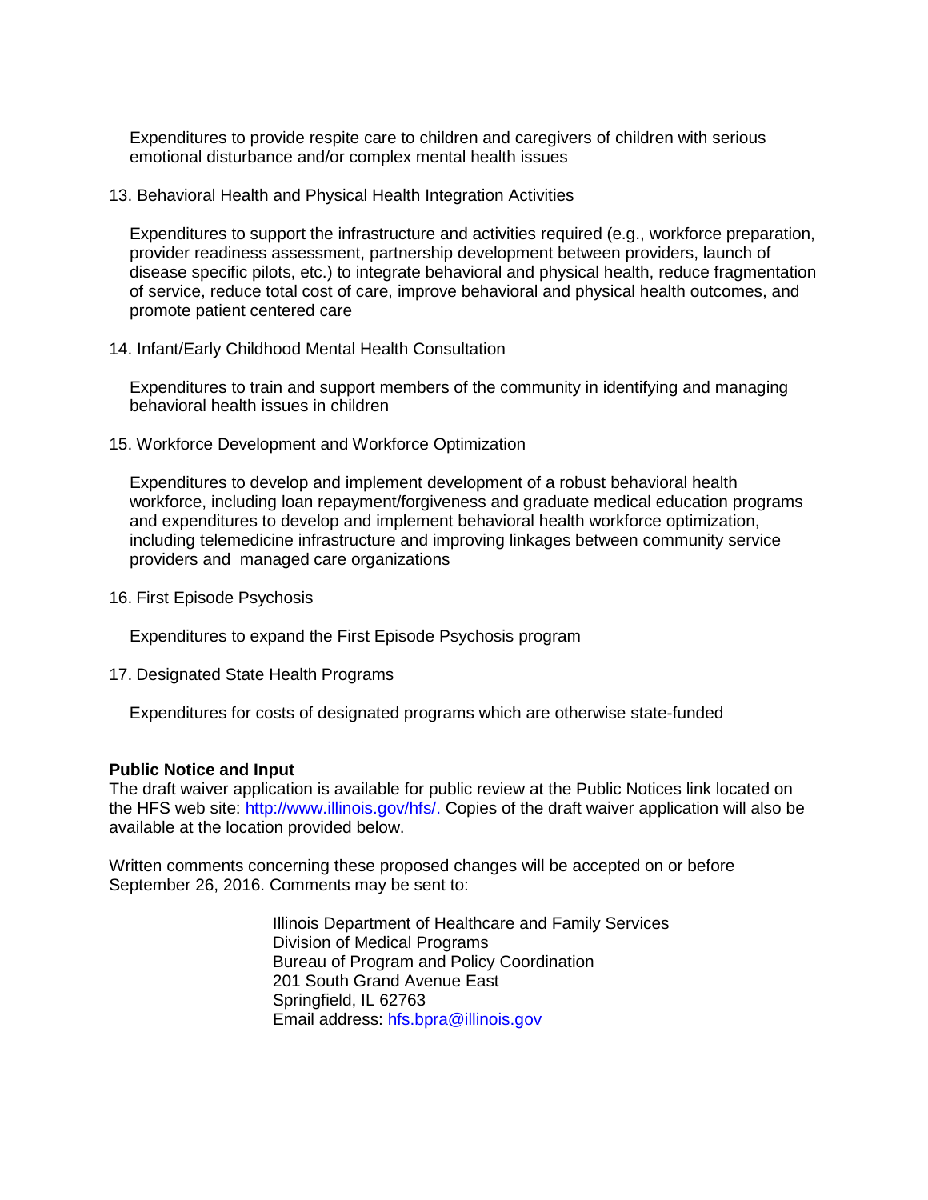Expenditures to provide respite care to children and caregivers of children with serious emotional disturbance and/or complex mental health issues

13. Behavioral Health and Physical Health Integration Activities

    Expenditures to support the infrastructure and activities required (e.g., workforce preparation, provider readiness assessment, partnership development between providers, launch of disease specific pilots, etc.) to integrate behavioral and physical health, reduce fragmentation of service, reduce total cost of care, improve behavioral and physical health outcomes, and promote patient centered care

14. Infant/Early Childhood Mental Health Consultation

    Expenditures to train and support members of the community in identifying and managing behavioral health issues in children

15. Workforce Development and Workforce Optimization

    Expenditures to develop and implement development of a robust behavioral health workforce, including loan repayment/forgiveness and graduate medical education programs and expenditures to develop and implement behavioral health workforce optimization, including telemedicine infrastructure and improving linkages between community service providers and managed care organizations

16. First Episode Psychosis

    Expenditures to expand the First Episode Psychosis program

17. Designated State Health Programs

    Expenditures for costs of designated programs which are otherwise state-funded

**Public Notice and Input**

The draft waiver application is available for public review at the Public Notices link located on the HFS web site: http://www.illinois.gov/hfs/. Copies of the draft waiver application will also be available at the location provided below.

Written comments concerning these proposed changes will be accepted on or before September 26, 2016. Comments may be sent to:

Illinois Department of Healthcare and Family Services
Division of Medical Programs
Bureau of Program and Policy Coordination
201 South Grand Avenue East
Springfield, IL 62763
Email address: hfs.bpra@illinois.gov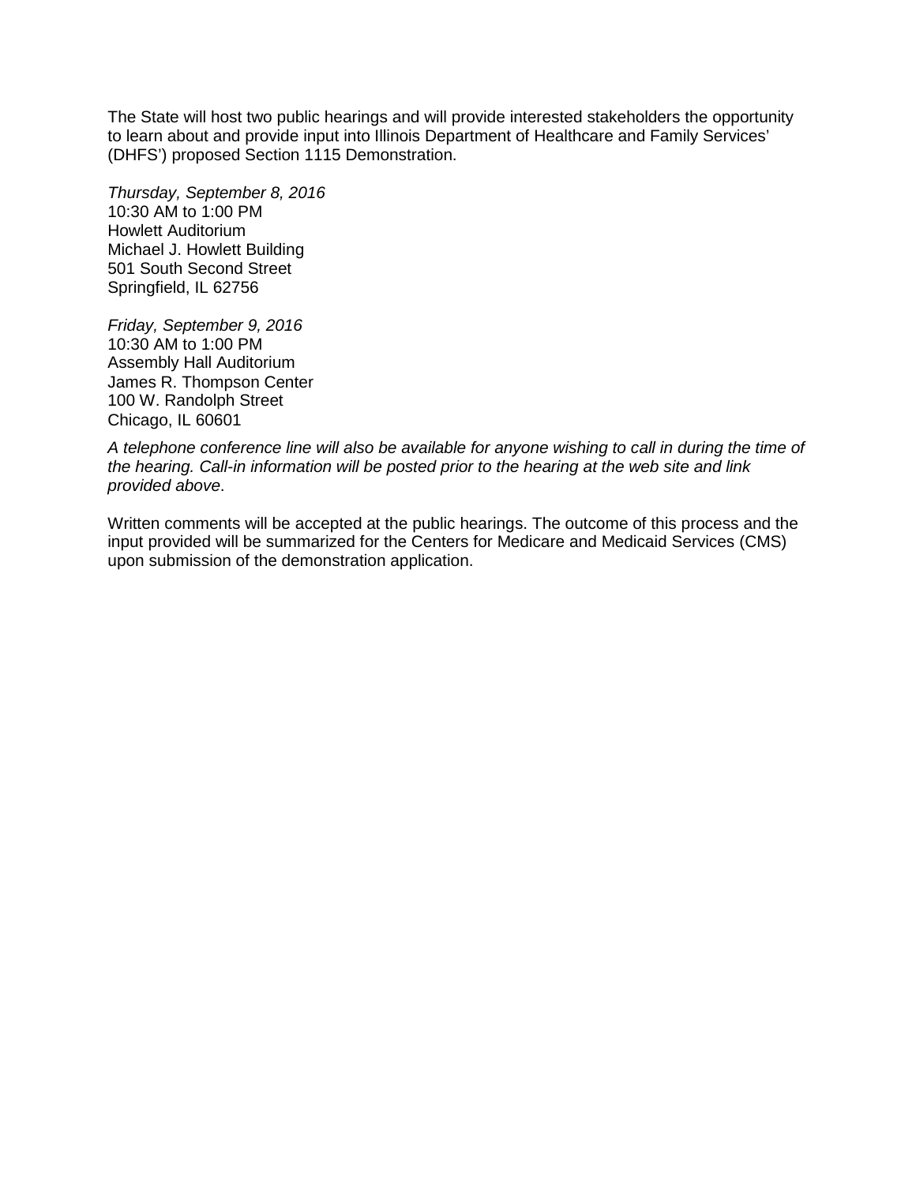The State will host two public hearings and will provide interested stakeholders the opportunity to learn about and provide input into Illinois Department of Healthcare and Family Services' (DHFS') proposed Section 1115 Demonstration.

*Thursday, September 8, 2016*
10:30 AM to 1:00 PM
Howlett Auditorium
Michael J. Howlett Building
501 South Second Street
Springfield, IL 62756

*Friday, September 9, 2016*
10:30 AM to 1:00 PM
Assembly Hall Auditorium
James R. Thompson Center
100 W. Randolph Street
Chicago, IL 60601

*A telephone conference line will also be available for anyone wishing to call in during the time of the hearing. Call-in information will be posted prior to the hearing at the web site and link provided above*.

Written comments will be accepted at the public hearings. The outcome of this process and the input provided will be summarized for the Centers for Medicare and Medicaid Services (CMS) upon submission of the demonstration application.